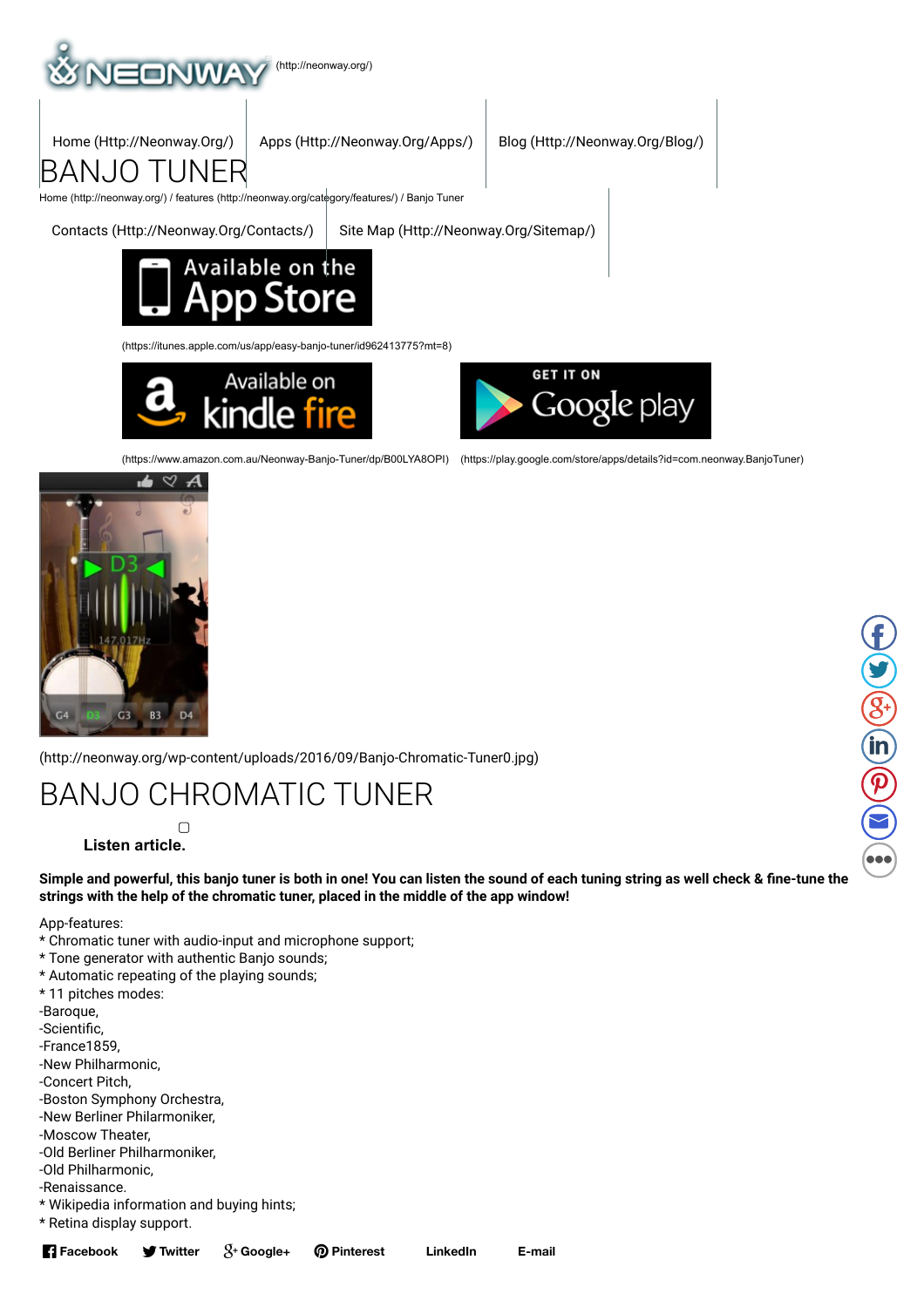(http://neonway.org/)

Home (Http://Neonway.Org/) | Apps (Http://Neonway.Org/Apps/) | Blog (Http://Neonway.Org/Blog/)

# BANJO TUNER

Home (http://neonway.org/) / features (http://neonway.org/category/features/) / Banjo Tuner

Contacts (Http://Neonway.Org/Contacts/) | Site Map (Http://Neonway.Org/Sitemap/)

(https://itunes.apple.com/us/app/easy-banjo-tuner/id962413775?mt=8)

(https://www.amazon.com.au/Neonway-Banjo-Tuner/dp/B00LYA8OPI) (https://play.google.com/store/apps/details?id=com.neonway.BanjoTuner)

(http://neonway.org/wp-content/uploads/2016/09/Banjo-Chromatic-Tuner0.jpg)

# BANJO CHROMATIC TUNER

**Listen article.**

**Simple and powerful, this banjo tuner is both in one! You can listen the sound of each tuning string as well check & fine-tune the strings with the help of the chromatic tuner, placed in the middle of the app window!**

App-features:
* Chromatic tuner with audio-input and microphone support;
* Tone generator with authentic Banjo sounds;
* Automatic repeating of the playing sounds;
* 11 pitches modes:
-Baroque,
-Scientific,
-France1859,
-New Philharmonic,
-Concert Pitch,
-Boston Symphony Orchestra,
-New Berliner Philarmoniker,
-Moscow Theater,
-Old Berliner Philharmoniker,
-Old Philharmonic,
-Renaissance.
* Wikipedia information and buying hints;
* Retina display support.

**Facebook** **Twitter** **Google+** **Pinterest** **LinkedIn** **E-mail**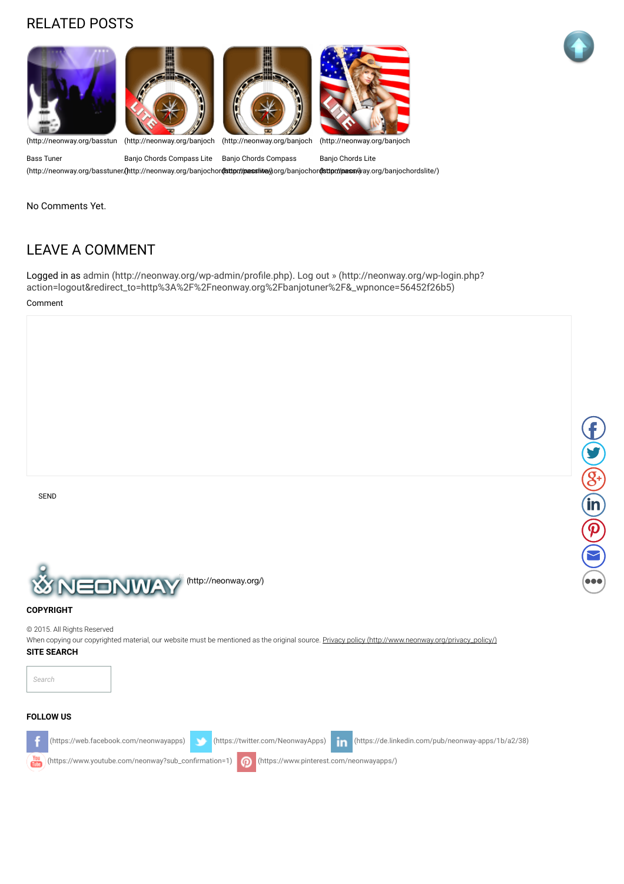## RELATED POSTS

(http://neonway.org/basstun (http://neonway.org/banjoch (http://neonway.org/banjoch (http://neonway.org/banjoch

Bass Tuner (http://neonway.org/basstuner/)

Banjo Chords Compass Lite (http://neonway.org/banjochordscompasslite/)

Banjo Chords Compass (http://neonway.org/banjochordscompass/)

Banjo Chords Lite (http://neonway.org/banjochordslite/)

No Comments Yet.

## LEAVE A COMMENT

Logged in as admin (http://neonway.org/wp-admin/profile.php). Log out » (http://neonway.org/wp-login.php?action=logout&redirect_to=http%3A%2F%2Fneonway.org%2Fbanjotuner%2F&_wpnonce=56452f26b5)

Comment

SEND

(http://neonway.org/)

**COPYRIGHT**

© 2015. All Rights Reserved

When copying our copyrighted material, our website must be mentioned as the original source. Privacy policy (http://www.neonway.org/privacy_policy/)

**SITE SEARCH**

Search

**FOLLOW US**

(https://web.facebook.com/neonwayapps) (https://twitter.com/NeonwayApps) (https://de.linkedin.com/pub/neonway-apps/1b/a2/38)

(https://www.youtube.com/neonway?sub_confirmation=1) (https://www.pinterest.com/neonwayapps/)